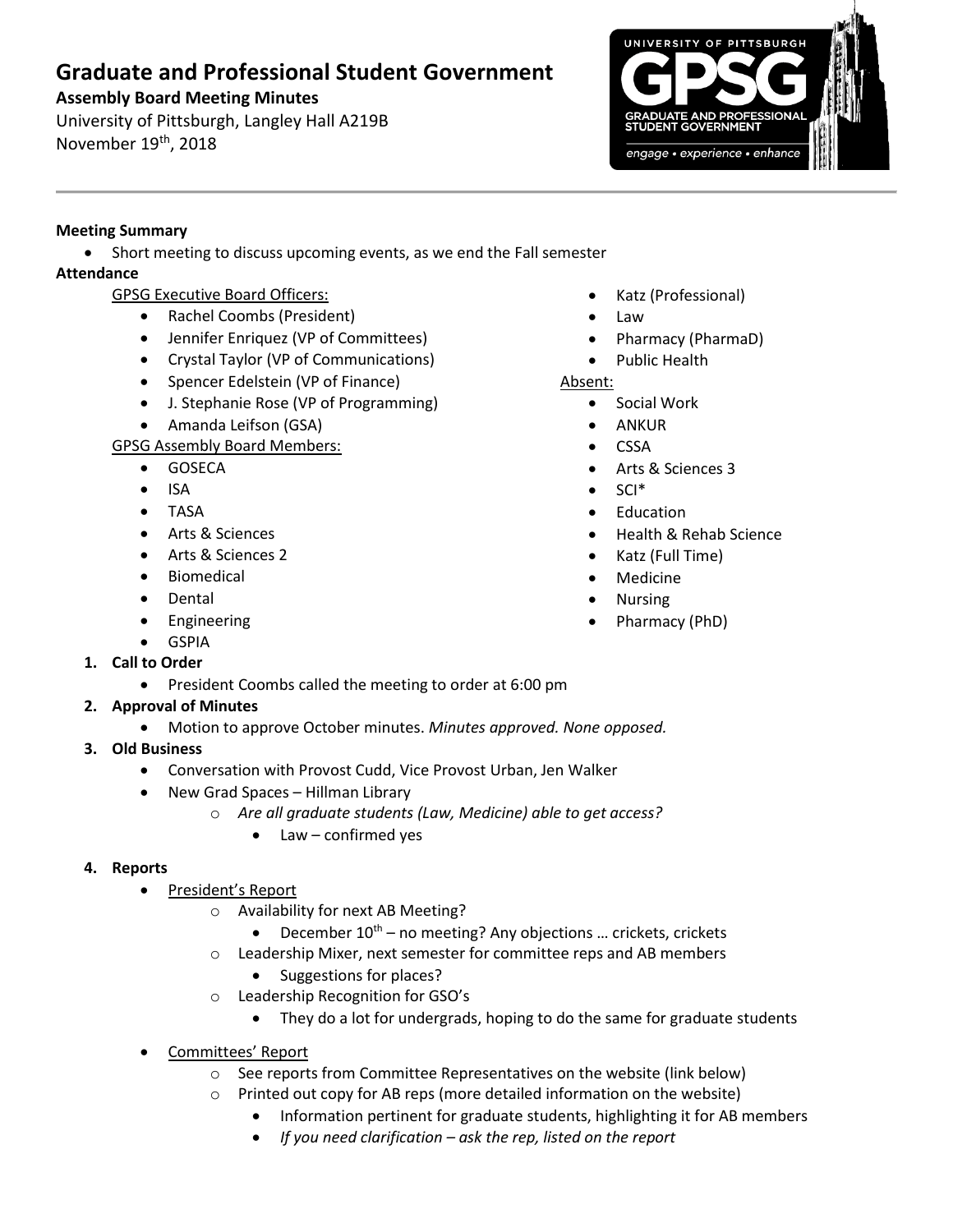# Graduate and Professional Student Government

**Assembly Board Meeting Minutes**

University of Pittsburgh, Langley Hall A219B

November 19th, 2018

**Meeting Summary**

- Short meeting to discuss upcoming events, as we end the Fall semester

**Attendance**

GPSG Executive Board Officers:

- Rachel Coombs (President)
- Jennifer Enriquez (VP of Committees)
- Crystal Taylor (VP of Communications)
- Spencer Edelstein (VP of Finance)
- J. Stephanie Rose (VP of Programming)
- Amanda Leifson (GSA)

GPSG Assembly Board Members:

- GOSECA
- ISA
- TASA
- Arts & Sciences
- Arts & Sciences 2
- Biomedical
- Dental
- Engineering
- GSPIA
- Katz (Professional)
- Law
- Pharmacy (PharmaD)
- Public Health

Absent:

- Social Work
- ANKUR
- CSSA
- Arts & Sciences 3
- SCI*
- Education
- Health & Rehab Science
- Katz (Full Time)
- Medicine
- Nursing
- Pharmacy (PhD)

1. **Call to Order**
   - President Coombs called the meeting to order at 6:00 pm
2. **Approval of Minutes**
   - Motion to approve October minutes. *Minutes approved. None opposed.*
3. **Old Business**
   - Conversation with Provost Cudd, Vice Provost Urban, Jen Walker
   - New Grad Spaces – Hillman Library
     - *Are all graduate students (Law, Medicine) able to get access?*
       - Law – confirmed yes
4. **Reports**
   - President's Report
     - Availability for next AB Meeting?
       - December 10th – no meeting? Any objections … crickets, crickets
     - Leadership Mixer, next semester for committee reps and AB members
       - Suggestions for places?
     - Leadership Recognition for GSO's
       - They do a lot for undergrads, hoping to do the same for graduate students
   - Committees' Report
     - See reports from Committee Representatives on the website (link below)
     - Printed out copy for AB reps (more detailed information on the website)
       - Information pertinent for graduate students, highlighting it for AB members
       - *If you need clarification – ask the rep, listed on the report*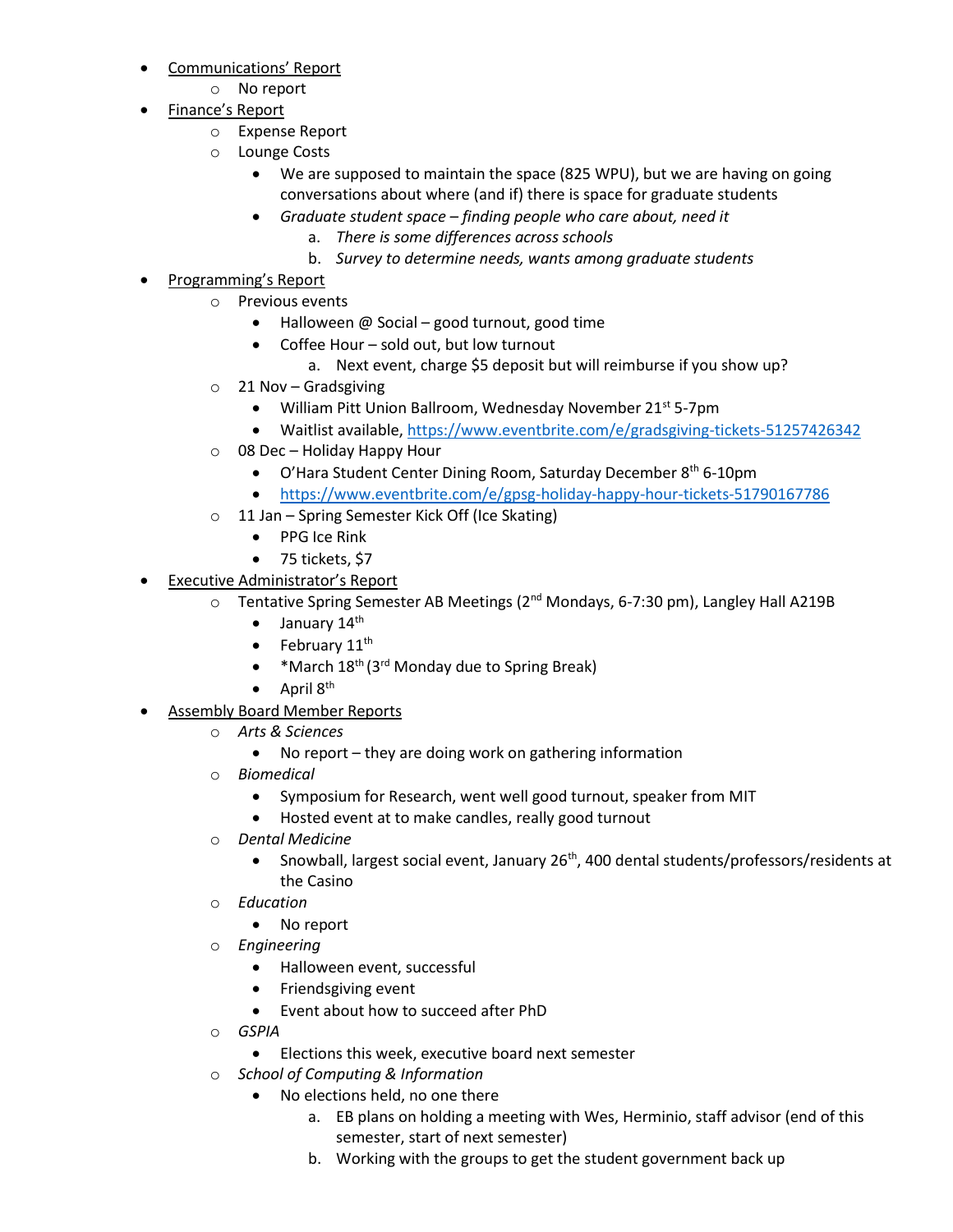- Communications' Report
  - No report
- Finance's Report
  - Expense Report
  - Lounge Costs
    - We are supposed to maintain the space (825 WPU), but we are having on going conversations about where (and if) there is space for graduate students
    - *Graduate student space – finding people who care about, need it*
      a. *There is some differences across schools*
      b. *Survey to determine needs, wants among graduate students*
- Programming's Report
  - Previous events
    - Halloween @ Social – good turnout, good time
    - Coffee Hour – sold out, but low turnout
      a. Next event, charge $5 deposit but will reimburse if you show up?
  - 21 Nov – Gradsgiving
    - William Pitt Union Ballroom, Wednesday November 21st 5-7pm
    - Waitlist available, https://www.eventbrite.com/e/gradsgiving-tickets-51257426342
  - 08 Dec – Holiday Happy Hour
    - O'Hara Student Center Dining Room, Saturday December 8th 6-10pm
    - https://www.eventbrite.com/e/gpsg-holiday-happy-hour-tickets-51790167786
  - 11 Jan – Spring Semester Kick Off (Ice Skating)
    - PPG Ice Rink
    - 75 tickets, $7
- Executive Administrator's Report
  - Tentative Spring Semester AB Meetings (2nd Mondays, 6-7:30 pm), Langley Hall A219B
    - January 14th
    - February 11th
    - *March 18th (3rd Monday due to Spring Break)
    - April 8th
- Assembly Board Member Reports
  - *Arts & Sciences*
    - No report – they are doing work on gathering information
  - *Biomedical*
    - Symposium for Research, went well good turnout, speaker from MIT
    - Hosted event at to make candles, really good turnout
  - *Dental Medicine*
    - Snowball, largest social event, January 26th, 400 dental students/professors/residents at the Casino
  - *Education*
    - No report
  - *Engineering*
    - Halloween event, successful
    - Friendsgiving event
    - Event about how to succeed after PhD
  - *GSPIA*
    - Elections this week, executive board next semester
  - *School of Computing & Information*
    - No elections held, no one there
      a. EB plans on holding a meeting with Wes, Herminio, staff advisor (end of this semester, start of next semester)
      b. Working with the groups to get the student government back up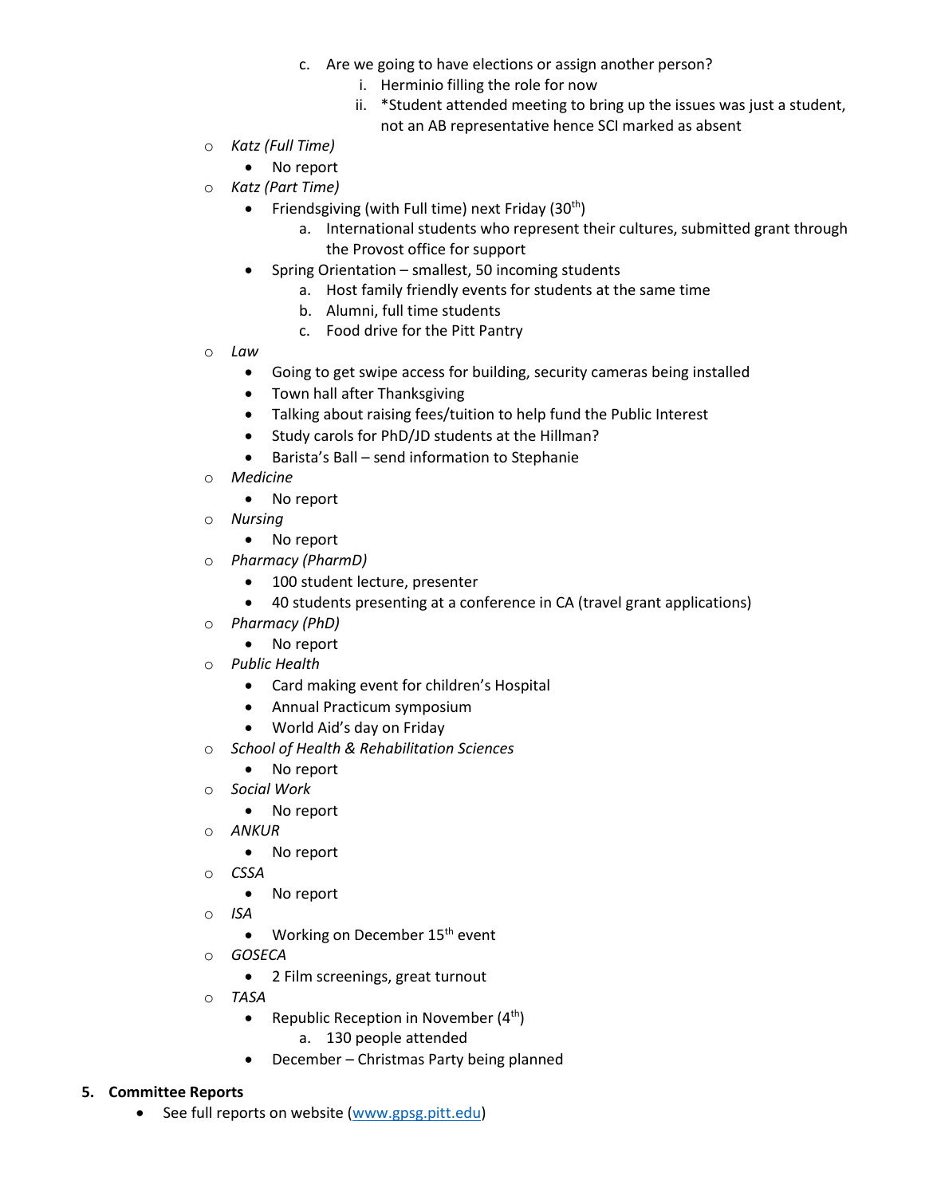c. Are we going to have elections or assign another person?
   i. Herminio filling the role for now
   ii. *Student attended meeting to bring up the issues was just a student, not an AB representative hence SCI marked as absent

- *Katz (Full Time)*
  - No report
- *Katz (Part Time)*
  - Friendsgiving (with Full time) next Friday (30th)
    a. International students who represent their cultures, submitted grant through the Provost office for support
  - Spring Orientation – smallest, 50 incoming students
    a. Host family friendly events for students at the same time
    b. Alumni, full time students
    c. Food drive for the Pitt Pantry
- *Law*
  - Going to get swipe access for building, security cameras being installed
  - Town hall after Thanksgiving
  - Talking about raising fees/tuition to help fund the Public Interest
  - Study carols for PhD/JD students at the Hillman?
  - Barista's Ball – send information to Stephanie
- *Medicine*
  - No report
- *Nursing*
  - No report
- *Pharmacy (PharmD)*
  - 100 student lecture, presenter
  - 40 students presenting at a conference in CA (travel grant applications)
- *Pharmacy (PhD)*
  - No report
- *Public Health*
  - Card making event for children's Hospital
  - Annual Practicum symposium
  - World Aid's day on Friday
- *School of Health & Rehabilitation Sciences*
  - No report
- *Social Work*
  - No report
- *ANKUR*
  - No report
- *CSSA*
  - No report
- *ISA*
  - Working on December 15th event
- *GOSECA*
  - 2 Film screenings, great turnout
- *TASA*
  - Republic Reception in November (4th)
    a. 130 people attended
  - December – Christmas Party being planned

**5. Committee Reports**

- See full reports on website (www.gpsg.pitt.edu)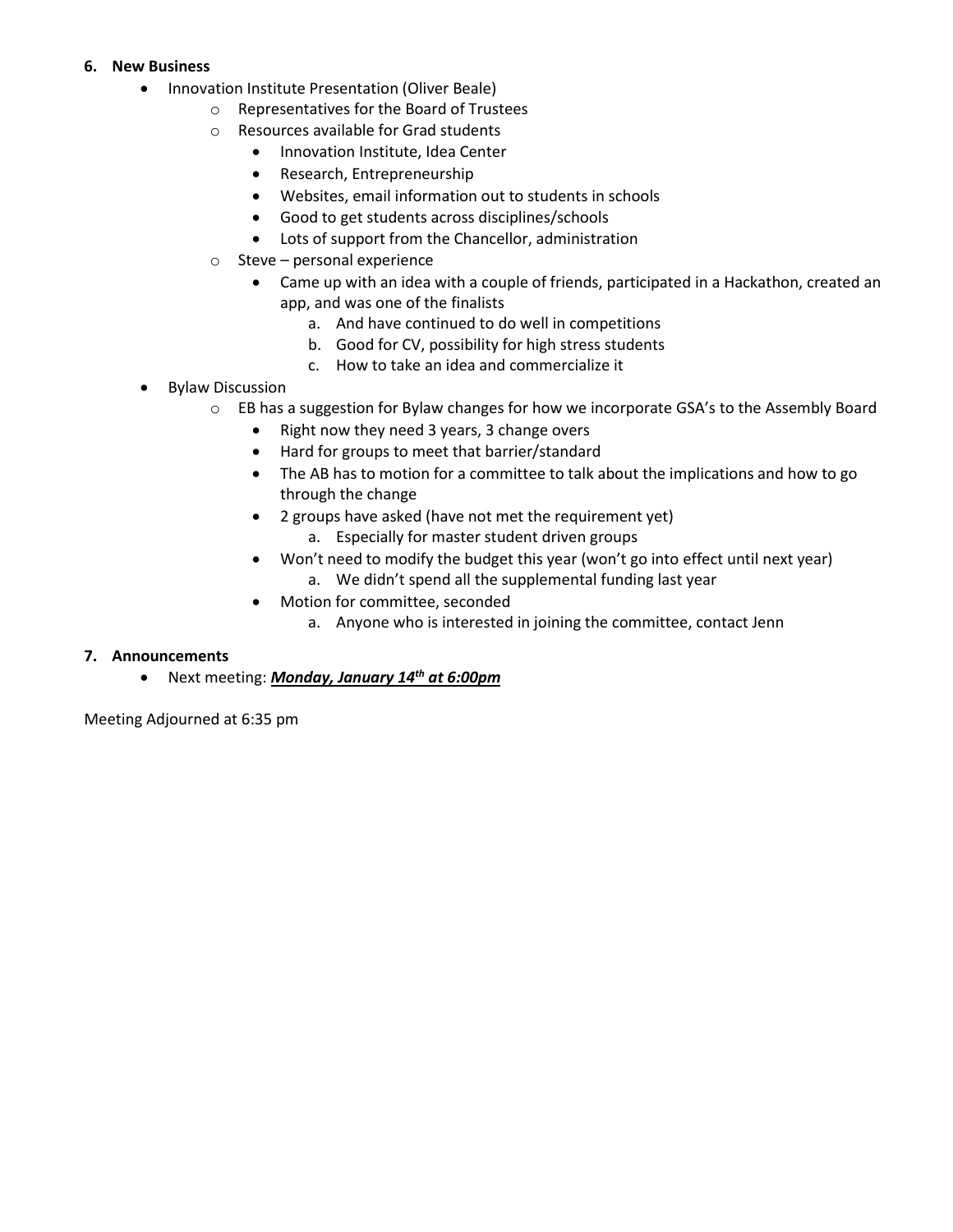6. **New Business**
   - Innovation Institute Presentation (Oliver Beale)
     - Representatives for the Board of Trustees
     - Resources available for Grad students
       - Innovation Institute, Idea Center
       - Research, Entrepreneurship
       - Websites, email information out to students in schools
       - Good to get students across disciplines/schools
       - Lots of support from the Chancellor, administration
     - Steve – personal experience
       - Came up with an idea with a couple of friends, participated in a Hackathon, created an app, and was one of the finalists
         a. And have continued to do well in competitions
         b. Good for CV, possibility for high stress students
         c. How to take an idea and commercialize it
   - Bylaw Discussion
     - EB has a suggestion for Bylaw changes for how we incorporate GSA's to the Assembly Board
       - Right now they need 3 years, 3 change overs
       - Hard for groups to meet that barrier/standard
       - The AB has to motion for a committee to talk about the implications and how to go through the change
       - 2 groups have asked (have not met the requirement yet)
         a. Especially for master student driven groups
       - Won't need to modify the budget this year (won't go into effect until next year)
         a. We didn't spend all the supplemental funding last year
       - Motion for committee, seconded
         a. Anyone who is interested in joining the committee, contact Jenn

7. **Announcements**
   - Next meeting: ***Monday, January 14th at 6:00pm***

Meeting Adjourned at 6:35 pm